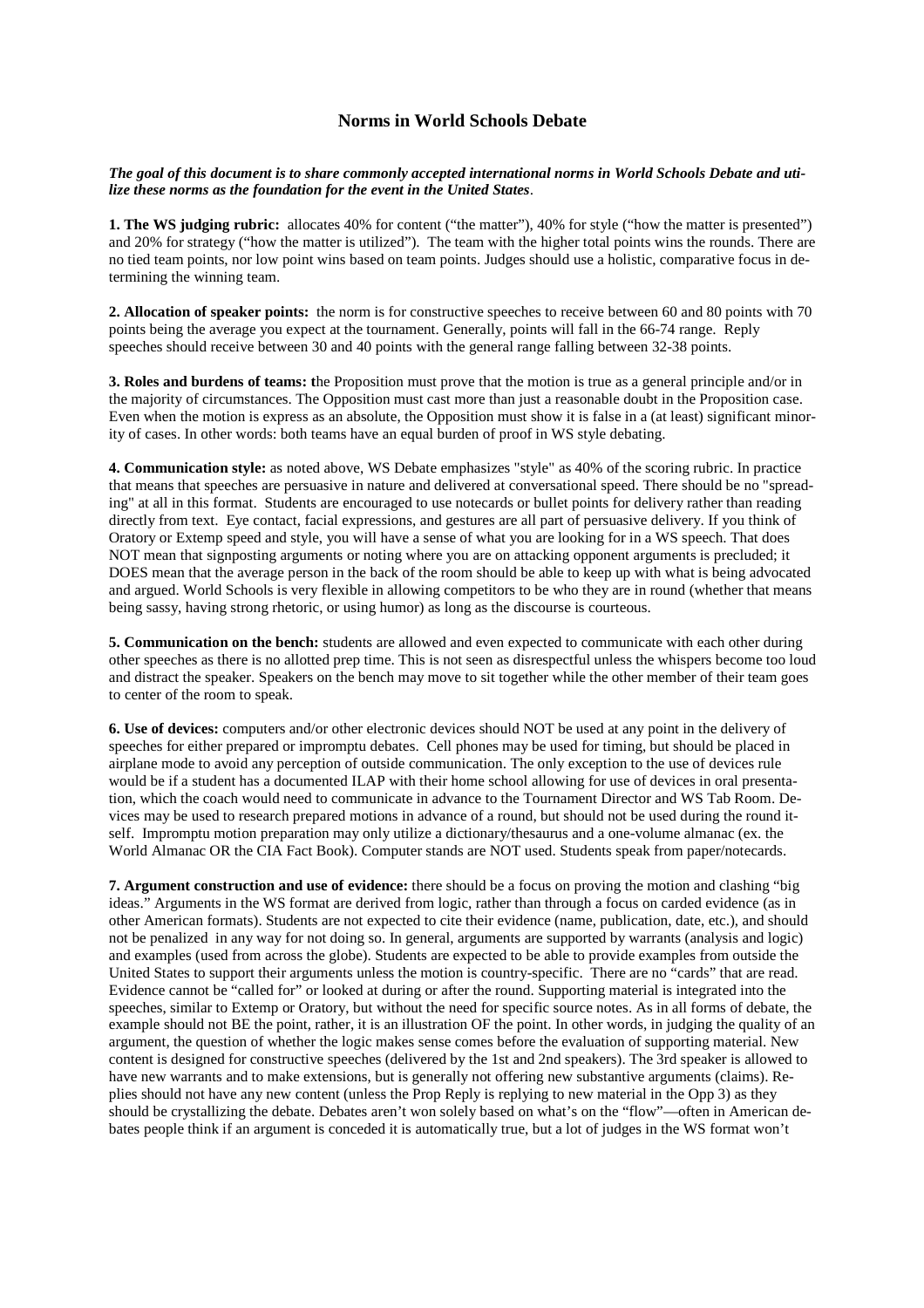# Norms in World Schools Debate

***The goal of this document is to share commonly accepted international norms in World Schools Debate and utilize these norms as the foundation for the event in the United States***.

**1. The WS judging rubric:** allocates 40% for content ("the matter"), 40% for style ("how the matter is presented") and 20% for strategy ("how the matter is utilized"). The team with the higher total points wins the rounds. There are no tied team points, nor low point wins based on team points. Judges should use a holistic, comparative focus in determining the winning team.

**2. Allocation of speaker points:** the norm is for constructive speeches to receive between 60 and 80 points with 70 points being the average you expect at the tournament. Generally, points will fall in the 66-74 range. Reply speeches should receive between 30 and 40 points with the general range falling between 32-38 points.

**3. Roles and burdens of teams:** the Proposition must prove that the motion is true as a general principle and/or in the majority of circumstances. The Opposition must cast more than just a reasonable doubt in the Proposition case. Even when the motion is express as an absolute, the Opposition must show it is false in a (at least) significant minority of cases. In other words: both teams have an equal burden of proof in WS style debating.

**4. Communication style:** as noted above, WS Debate emphasizes "style" as 40% of the scoring rubric. In practice that means that speeches are persuasive in nature and delivered at conversational speed. There should be no "spreading" at all in this format. Students are encouraged to use notecards or bullet points for delivery rather than reading directly from text. Eye contact, facial expressions, and gestures are all part of persuasive delivery. If you think of Oratory or Extemp speed and style, you will have a sense of what you are looking for in a WS speech. That does NOT mean that signposting arguments or noting where you are on attacking opponent arguments is precluded; it DOES mean that the average person in the back of the room should be able to keep up with what is being advocated and argued. World Schools is very flexible in allowing competitors to be who they are in round (whether that means being sassy, having strong rhetoric, or using humor) as long as the discourse is courteous.

**5. Communication on the bench:** students are allowed and even expected to communicate with each other during other speeches as there is no allotted prep time. This is not seen as disrespectful unless the whispers become too loud and distract the speaker. Speakers on the bench may move to sit together while the other member of their team goes to center of the room to speak.

**6. Use of devices:** computers and/or other electronic devices should NOT be used at any point in the delivery of speeches for either prepared or impromptu debates. Cell phones may be used for timing, but should be placed in airplane mode to avoid any perception of outside communication. The only exception to the use of devices rule would be if a student has a documented ILAP with their home school allowing for use of devices in oral presentation, which the coach would need to communicate in advance to the Tournament Director and WS Tab Room. Devices may be used to research prepared motions in advance of a round, but should not be used during the round itself. Impromptu motion preparation may only utilize a dictionary/thesaurus and a one-volume almanac (ex. the World Almanac OR the CIA Fact Book). Computer stands are NOT used. Students speak from paper/notecards.

**7. Argument construction and use of evidence:** there should be a focus on proving the motion and clashing "big ideas." Arguments in the WS format are derived from logic, rather than through a focus on carded evidence (as in other American formats). Students are not expected to cite their evidence (name, publication, date, etc.), and should not be penalized in any way for not doing so. In general, arguments are supported by warrants (analysis and logic) and examples (used from across the globe). Students are expected to be able to provide examples from outside the United States to support their arguments unless the motion is country-specific. There are no "cards" that are read. Evidence cannot be "called for" or looked at during or after the round. Supporting material is integrated into the speeches, similar to Extemp or Oratory, but without the need for specific source notes. As in all forms of debate, the example should not BE the point, rather, it is an illustration OF the point. In other words, in judging the quality of an argument, the question of whether the logic makes sense comes before the evaluation of supporting material. New content is designed for constructive speeches (delivered by the 1st and 2nd speakers). The 3rd speaker is allowed to have new warrants and to make extensions, but is generally not offering new substantive arguments (claims). Replies should not have any new content (unless the Prop Reply is replying to new material in the Opp 3) as they should be crystallizing the debate. Debates aren't won solely based on what's on the "flow"—often in American debates people think if an argument is conceded it is automatically true, but a lot of judges in the WS format won't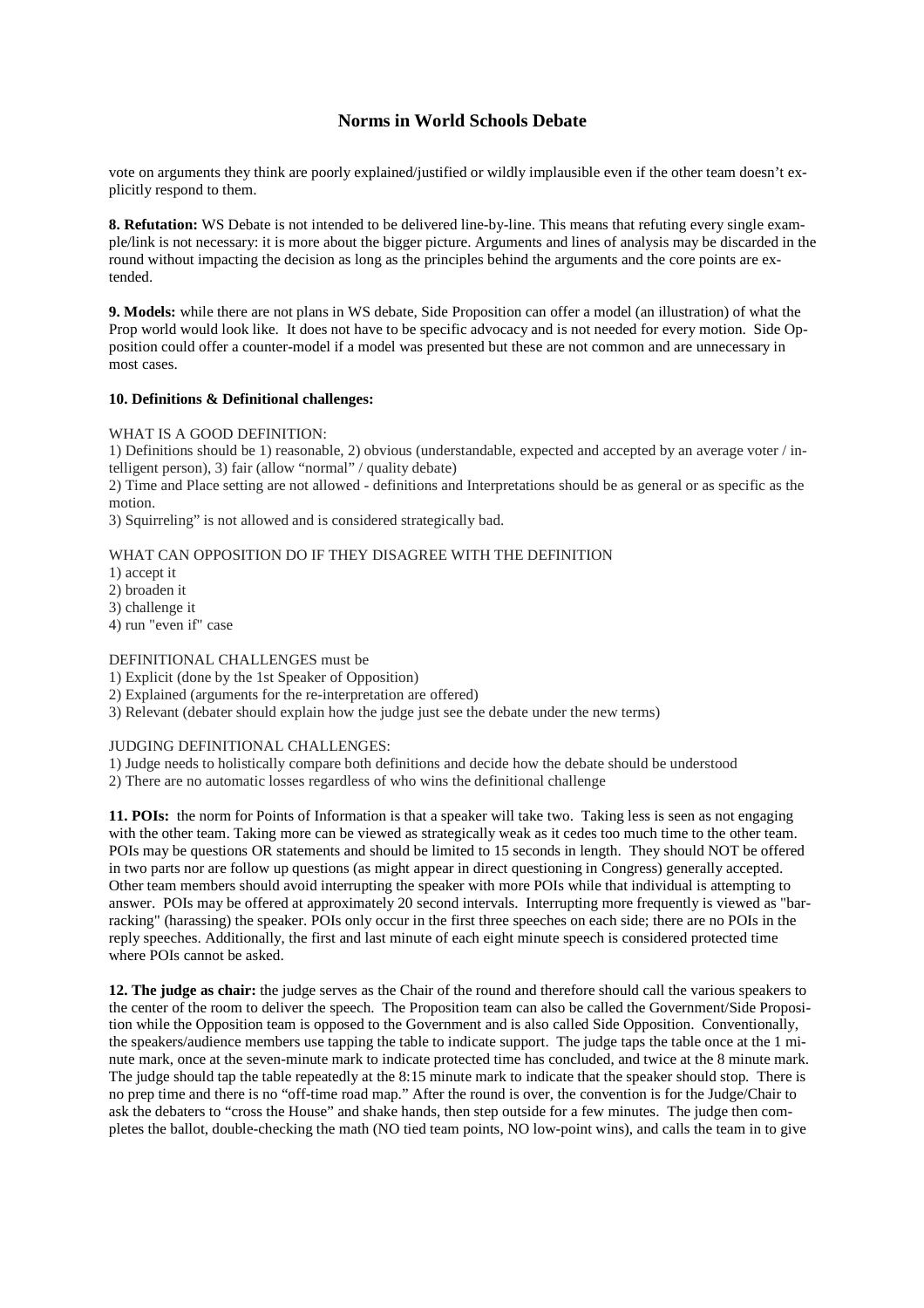vote on arguments they think are poorly explained/justified or wildly implausible even if the other team doesn't explicitly respond to them.

**8. Refutation:** WS Debate is not intended to be delivered line-by-line. This means that refuting every single example/link is not necessary: it is more about the bigger picture. Arguments and lines of analysis may be discarded in the round without impacting the decision as long as the principles behind the arguments and the core points are extended.

**9. Models:** while there are not plans in WS debate, Side Proposition can offer a model (an illustration) of what the Prop world would look like. It does not have to be specific advocacy and is not needed for every motion. Side Opposition could offer a counter-model if a model was presented but these are not common and are unnecessary in most cases.

**10. Definitions & Definitional challenges:**

WHAT IS A GOOD DEFINITION:

1) Definitions should be 1) reasonable, 2) obvious (understandable, expected and accepted by an average voter / intelligent person), 3) fair (allow "normal" / quality debate)

2) Time and Place setting are not allowed - definitions and Interpretations should be as general or as specific as the motion.

3) Squirreling" is not allowed and is considered strategically bad.

WHAT CAN OPPOSITION DO IF THEY DISAGREE WITH THE DEFINITION

1) accept it
2) broaden it
3) challenge it
4) run "even if" case

DEFINITIONAL CHALLENGES must be

1) Explicit (done by the 1st Speaker of Opposition)
2) Explained (arguments for the re-interpretation are offered)
3) Relevant (debater should explain how the judge just see the debate under the new terms)

JUDGING DEFINITIONAL CHALLENGES:

1) Judge needs to holistically compare both definitions and decide how the debate should be understood
2) There are no automatic losses regardless of who wins the definitional challenge

**11. POIs:** the norm for Points of Information is that a speaker will take two. Taking less is seen as not engaging with the other team. Taking more can be viewed as strategically weak as it cedes too much time to the other team. POIs may be questions OR statements and should be limited to 15 seconds in length. They should NOT be offered in two parts nor are follow up questions (as might appear in direct questioning in Congress) generally accepted. Other team members should avoid interrupting the speaker with more POIs while that individual is attempting to answer. POIs may be offered at approximately 20 second intervals. Interrupting more frequently is viewed as "barracking" (harassing) the speaker. POIs only occur in the first three speeches on each side; there are no POIs in the reply speeches. Additionally, the first and last minute of each eight minute speech is considered protected time where POIs cannot be asked.

**12. The judge as chair:** the judge serves as the Chair of the round and therefore should call the various speakers to the center of the room to deliver the speech. The Proposition team can also be called the Government/Side Proposition while the Opposition team is opposed to the Government and is also called Side Opposition. Conventionally, the speakers/audience members use tapping the table to indicate support. The judge taps the table once at the 1 minute mark, once at the seven-minute mark to indicate protected time has concluded, and twice at the 8 minute mark. The judge should tap the table repeatedly at the 8:15 minute mark to indicate that the speaker should stop. There is no prep time and there is no "off-time road map." After the round is over, the convention is for the Judge/Chair to ask the debaters to "cross the House" and shake hands, then step outside for a few minutes. The judge then completes the ballot, double-checking the math (NO tied team points, NO low-point wins), and calls the team in to give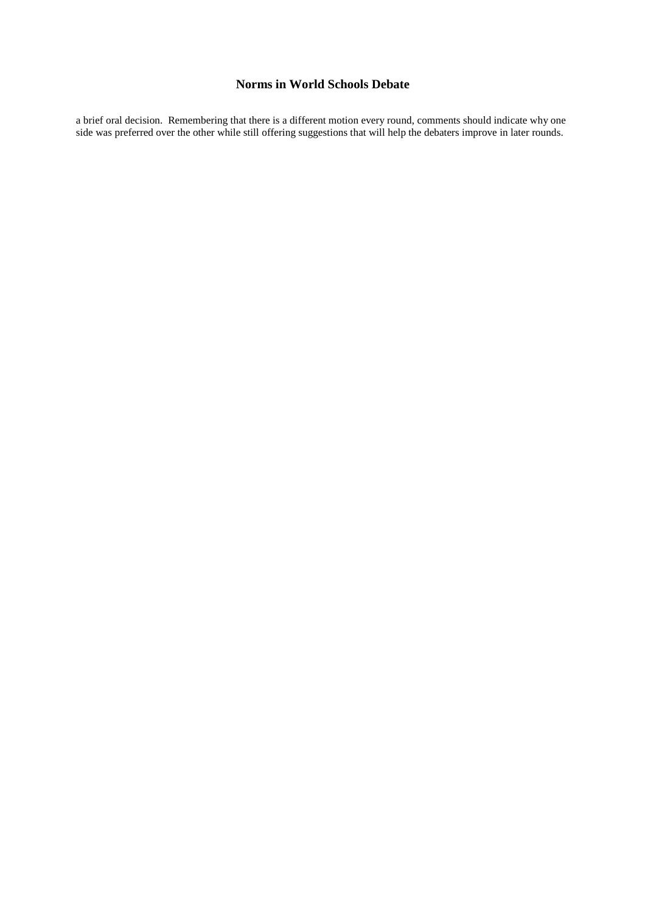a brief oral decision. Remembering that there is a different motion every round, comments should indicate why one side was preferred over the other while still offering suggestions that will help the debaters improve in later rounds.